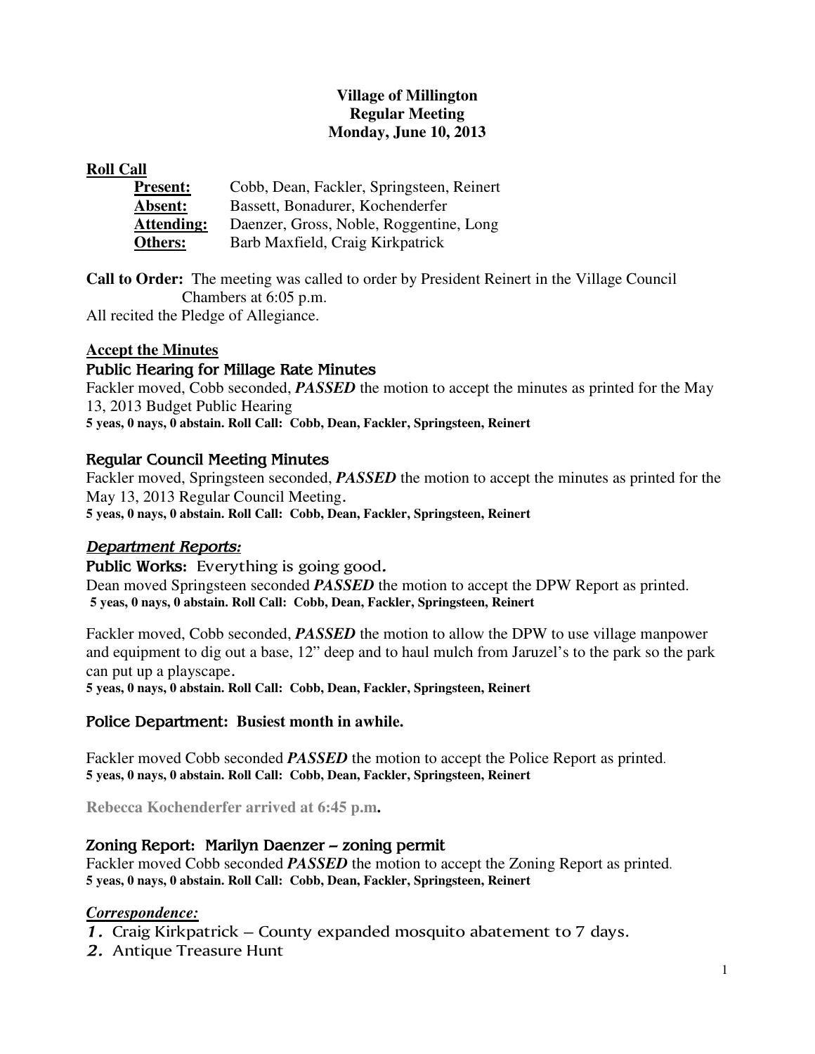**Village of Millington**
**Regular Meeting**
**Monday, June 10, 2013**

**Roll Call**

| | |
|---|---|
| **Present:** | Cobb, Dean, Fackler, Springsteen, Reinert |
| **Absent:** | Bassett, Bonadurer, Kochenderfer |
| **Attending:** | Daenzer, Gross, Noble, Roggentine, Long |
| **Others:** | Barb Maxfield, Craig Kirkpatrick |

**Call to Order:** The meeting was called to order by President Reinert in the Village Council Chambers at 6:05 p.m.
All recited the Pledge of Allegiance.

**Accept the Minutes**

### Public Hearing for Millage Rate Minutes

Fackler moved, Cobb seconded, ***PASSED*** the motion to accept the minutes as printed for the May 13, 2013 Budget Public Hearing
**5 yeas, 0 nays, 0 abstain. Roll Call: Cobb, Dean, Fackler, Springsteen, Reinert**

### Regular Council Meeting Minutes

Fackler moved, Springsteen seconded, ***PASSED*** the motion to accept the minutes as printed for the May 13, 2013 Regular Council Meeting.
**5 yeas, 0 nays, 0 abstain. Roll Call: Cobb, Dean, Fackler, Springsteen, Reinert**

### *Department Reports:*

**Public Works:** Everything is going good.
Dean moved Springsteen seconded ***PASSED*** the motion to accept the DPW Report as printed.
**5 yeas, 0 nays, 0 abstain. Roll Call: Cobb, Dean, Fackler, Springsteen, Reinert**

Fackler moved, Cobb seconded, ***PASSED*** the motion to allow the DPW to use village manpower and equipment to dig out a base, 12" deep and to haul mulch from Jaruzel's to the park so the park can put up a playscape.
**5 yeas, 0 nays, 0 abstain. Roll Call: Cobb, Dean, Fackler, Springsteen, Reinert**

### Police Department: Busiest month in awhile.

Fackler moved Cobb seconded ***PASSED*** the motion to accept the Police Report as printed.
**5 yeas, 0 nays, 0 abstain. Roll Call: Cobb, Dean, Fackler, Springsteen, Reinert**

**Rebecca Kochenderfer arrived at 6:45 p.m.**

### Zoning Report: Marilyn Daenzer – zoning permit

Fackler moved Cobb seconded ***PASSED*** the motion to accept the Zoning Report as printed.
**5 yeas, 0 nays, 0 abstain. Roll Call: Cobb, Dean, Fackler, Springsteen, Reinert**

### *Correspondence:*

1. Craig Kirkpatrick – County expanded mosquito abatement to 7 days.
2. Antique Treasure Hunt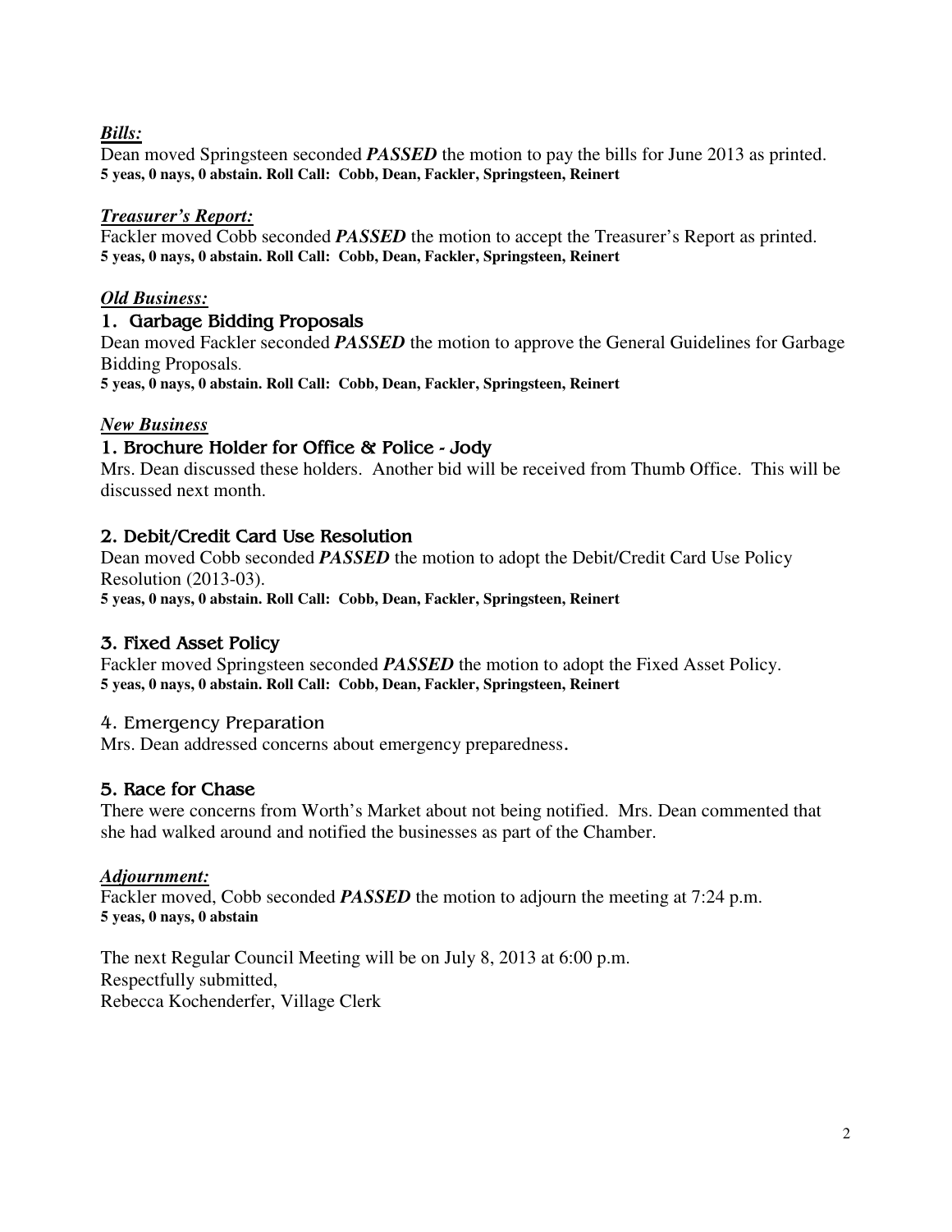***Bills:***

Dean moved Springsteen seconded ***PASSED*** the motion to pay the bills for June 2013 as printed.
**5 yeas, 0 nays, 0 abstain. Roll Call: Cobb, Dean, Fackler, Springsteen, Reinert**

***Treasurer's Report:***

Fackler moved Cobb seconded ***PASSED*** the motion to accept the Treasurer's Report as printed.
**5 yeas, 0 nays, 0 abstain. Roll Call: Cobb, Dean, Fackler, Springsteen, Reinert**

***Old Business:***

### 1. Garbage Bidding Proposals

Dean moved Fackler seconded ***PASSED*** the motion to approve the General Guidelines for Garbage Bidding Proposals.
**5 yeas, 0 nays, 0 abstain. Roll Call: Cobb, Dean, Fackler, Springsteen, Reinert**

***New Business***

### 1. Brochure Holder for Office & Police - Jody

Mrs. Dean discussed these holders. Another bid will be received from Thumb Office. This will be discussed next month.

### 2. Debit/Credit Card Use Resolution

Dean moved Cobb seconded ***PASSED*** the motion to adopt the Debit/Credit Card Use Policy Resolution (2013-03).
**5 yeas, 0 nays, 0 abstain. Roll Call: Cobb, Dean, Fackler, Springsteen, Reinert**

### 3. Fixed Asset Policy

Fackler moved Springsteen seconded ***PASSED*** the motion to adopt the Fixed Asset Policy.
**5 yeas, 0 nays, 0 abstain. Roll Call: Cobb, Dean, Fackler, Springsteen, Reinert**

### 4. Emergency Preparation

Mrs. Dean addressed concerns about emergency preparedness.

### 5. Race for Chase

There were concerns from Worth's Market about not being notified. Mrs. Dean commented that she had walked around and notified the businesses as part of the Chamber.

***Adjournment:***

Fackler moved, Cobb seconded ***PASSED*** the motion to adjourn the meeting at 7:24 p.m.
**5 yeas, 0 nays, 0 abstain**

The next Regular Council Meeting will be on July 8, 2013 at 6:00 p.m.
Respectfully submitted,
Rebecca Kochenderfer, Village Clerk